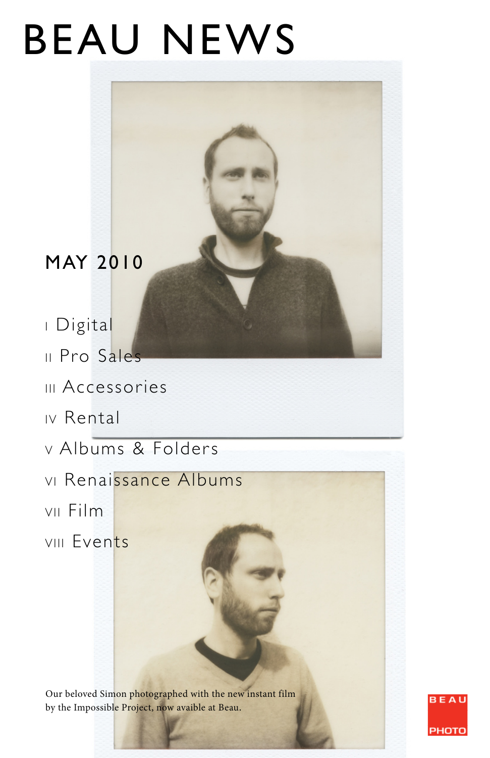# BEAU NEWS

## MAY 2010

I Digital

II Pro Sales

III Accessories

IV Rental

V Albums & Folders

VI Renaissance Albums

VII Film

VIII Events

Our beloved Simon photographed with the new instant film by the Impossible Project, now avaible at Beau.

BEAU PHOTO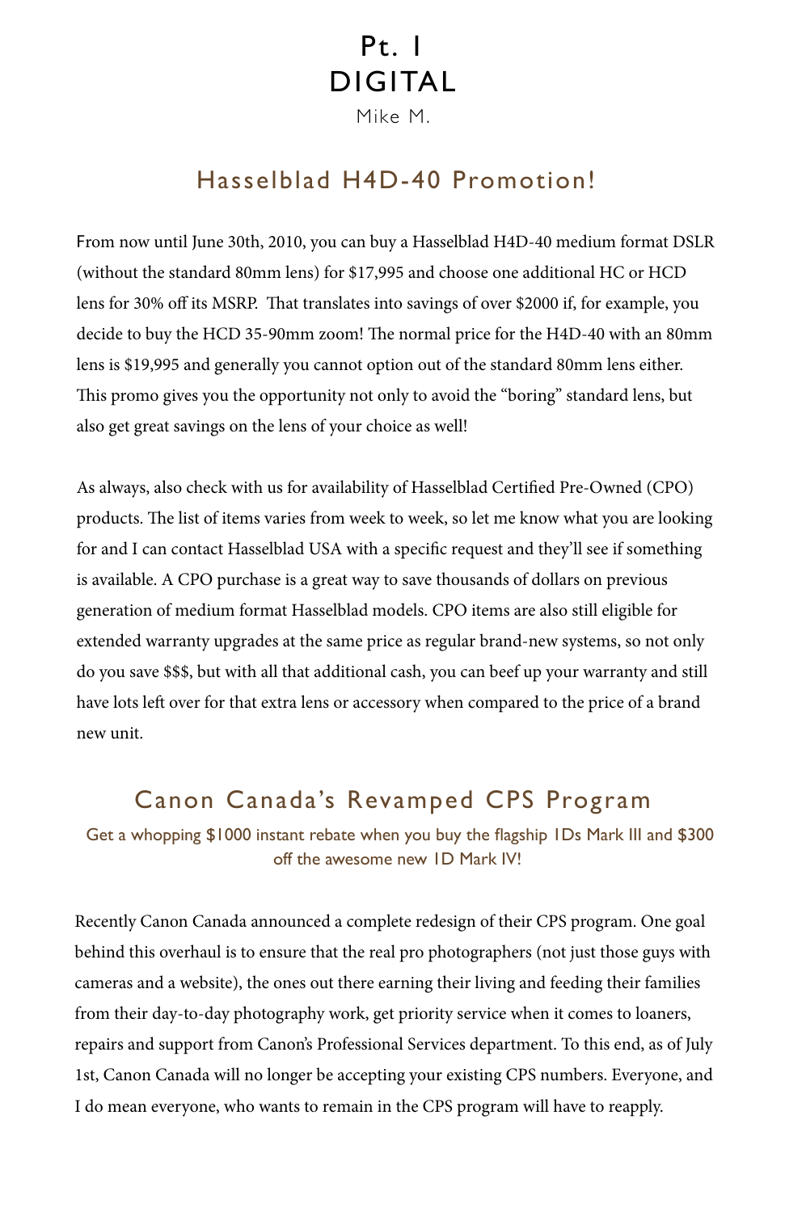# Pt. I
# DIGITAL

Mike M.

## Hasselblad H4D-40 Promotion!

From now until June 30th, 2010, you can buy a Hasselblad H4D-40 medium format DSLR (without the standard 80mm lens) for $17,995 and choose one additional HC or HCD lens for 30% off its MSRP. That translates into savings of over $2000 if, for example, you decide to buy the HCD 35-90mm zoom! The normal price for the H4D-40 with an 80mm lens is $19,995 and generally you cannot option out of the standard 80mm lens either. This promo gives you the opportunity not only to avoid the "boring" standard lens, but also get great savings on the lens of your choice as well!

As always, also check with us for availability of Hasselblad Certified Pre-Owned (CPO) products. The list of items varies from week to week, so let me know what you are looking for and I can contact Hasselblad USA with a specific request and they'll see if something is available. A CPO purchase is a great way to save thousands of dollars on previous generation of medium format Hasselblad models. CPO items are also still eligible for extended warranty upgrades at the same price as regular brand-new systems, so not only do you save $$$, but with all that additional cash, you can beef up your warranty and still have lots left over for that extra lens or accessory when compared to the price of a brand new unit.

## Canon Canada's Revamped CPS Program

Get a whopping $1000 instant rebate when you buy the flagship 1Ds Mark III and $300 off the awesome new 1D Mark IV!

Recently Canon Canada announced a complete redesign of their CPS program. One goal behind this overhaul is to ensure that the real pro photographers (not just those guys with cameras and a website), the ones out there earning their living and feeding their families from their day-to-day photography work, get priority service when it comes to loaners, repairs and support from Canon's Professional Services department. To this end, as of July 1st, Canon Canada will no longer be accepting your existing CPS numbers. Everyone, and I do mean everyone, who wants to remain in the CPS program will have to reapply.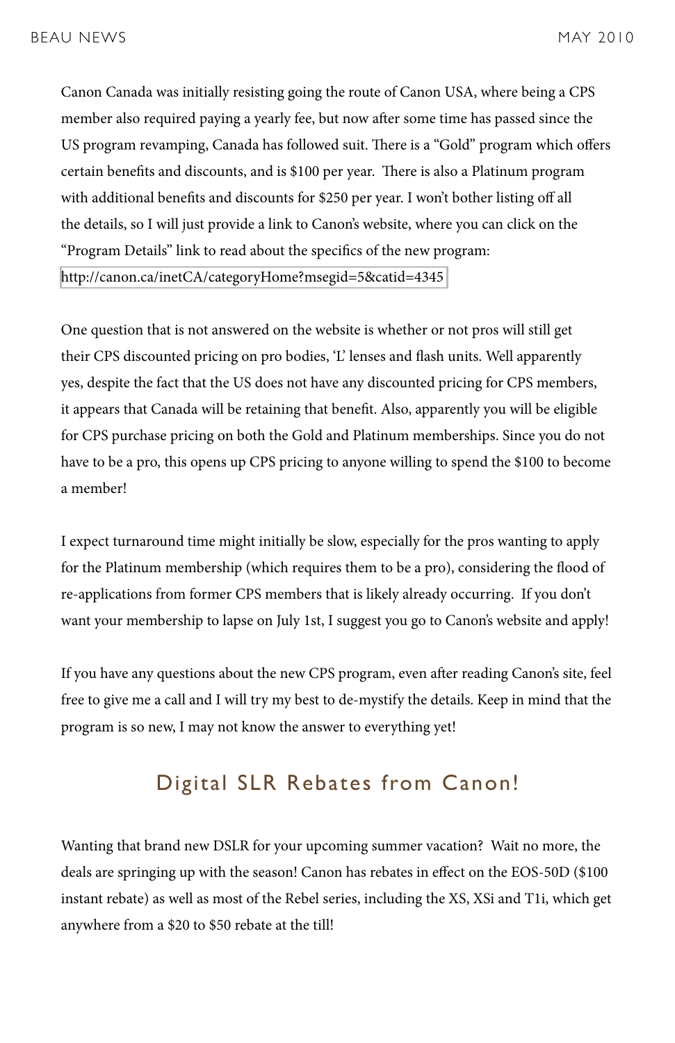Canon Canada was initially resisting going the route of Canon USA, where being a CPS member also required paying a yearly fee, but now after some time has passed since the US program revamping, Canada has followed suit. There is a "Gold" program which offers certain benefits and discounts, and is $100 per year. There is also a Platinum program with additional benefits and discounts for $250 per year. I won't bother listing off all the details, so I will just provide a link to Canon's website, where you can click on the "Program Details" link to read about the specifics of the new program: http://canon.ca/inetCA/categoryHome?msegid=5&catid=4345

One question that is not answered on the website is whether or not pros will still get their CPS discounted pricing on pro bodies, 'L' lenses and flash units. Well apparently yes, despite the fact that the US does not have any discounted pricing for CPS members, it appears that Canada will be retaining that benefit. Also, apparently you will be eligible for CPS purchase pricing on both the Gold and Platinum memberships. Since you do not have to be a pro, this opens up CPS pricing to anyone willing to spend the $100 to become a member!

I expect turnaround time might initially be slow, especially for the pros wanting to apply for the Platinum membership (which requires them to be a pro), considering the flood of re-applications from former CPS members that is likely already occurring. If you don't want your membership to lapse on July 1st, I suggest you go to Canon's website and apply!

If you have any questions about the new CPS program, even after reading Canon's site, feel free to give me a call and I will try my best to de-mystify the details. Keep in mind that the program is so new, I may not know the answer to everything yet!

## Digital SLR Rebates from Canon!

Wanting that brand new DSLR for your upcoming summer vacation? Wait no more, the deals are springing up with the season! Canon has rebates in effect on the EOS-50D ($100 instant rebate) as well as most of the Rebel series, including the XS, XSi and T1i, which get anywhere from a $20 to $50 rebate at the till!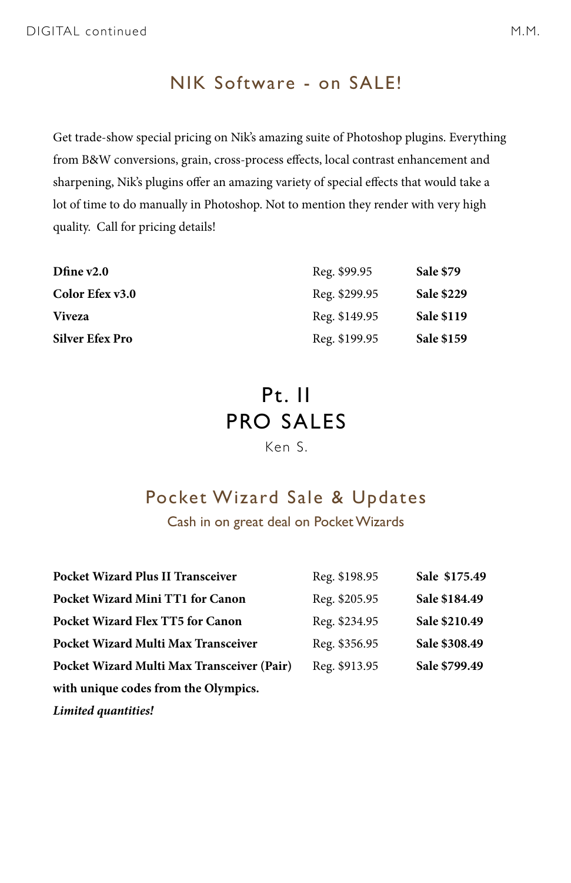## NIK Software - on SALE!

Get trade-show special pricing on Nik's amazing suite of Photoshop plugins. Everything from B&W conversions, grain, cross-process effects, local contrast enhancement and sharpening, Nik's plugins offer an amazing variety of special effects that would take a lot of time to do manually in Photoshop. Not to mention they render with very high quality. Call for pricing details!

| | | |
|---|---|---|
| **Dfine v2.0** | Reg. $99.95 | **Sale $79** |
| **Color Efex v3.0** | Reg. $299.95 | **Sale $229** |
| **Viveza** | Reg. $149.95 | **Sale $119** |
| **Silver Efex Pro** | Reg. $199.95 | **Sale $159** |

# Pt. II
# PRO SALES

Ken S.

## Pocket Wizard Sale & Updates

Cash in on great deal on Pocket Wizards

| | | |
|---|---|---|
| **Pocket Wizard Plus II Transceiver** | Reg. $198.95 | **Sale $175.49** |
| **Pocket Wizard Mini TT1 for Canon** | Reg. $205.95 | **Sale $184.49** |
| **Pocket Wizard Flex TT5 for Canon** | Reg. $234.95 | **Sale $210.49** |
| **Pocket Wizard Multi Max Transceiver** | Reg. $356.95 | **Sale $308.49** |
| **Pocket Wizard Multi Max Transceiver (Pair) with unique codes from the Olympics.** | Reg. $913.95 | **Sale $799.49** |

***Limited quantities!***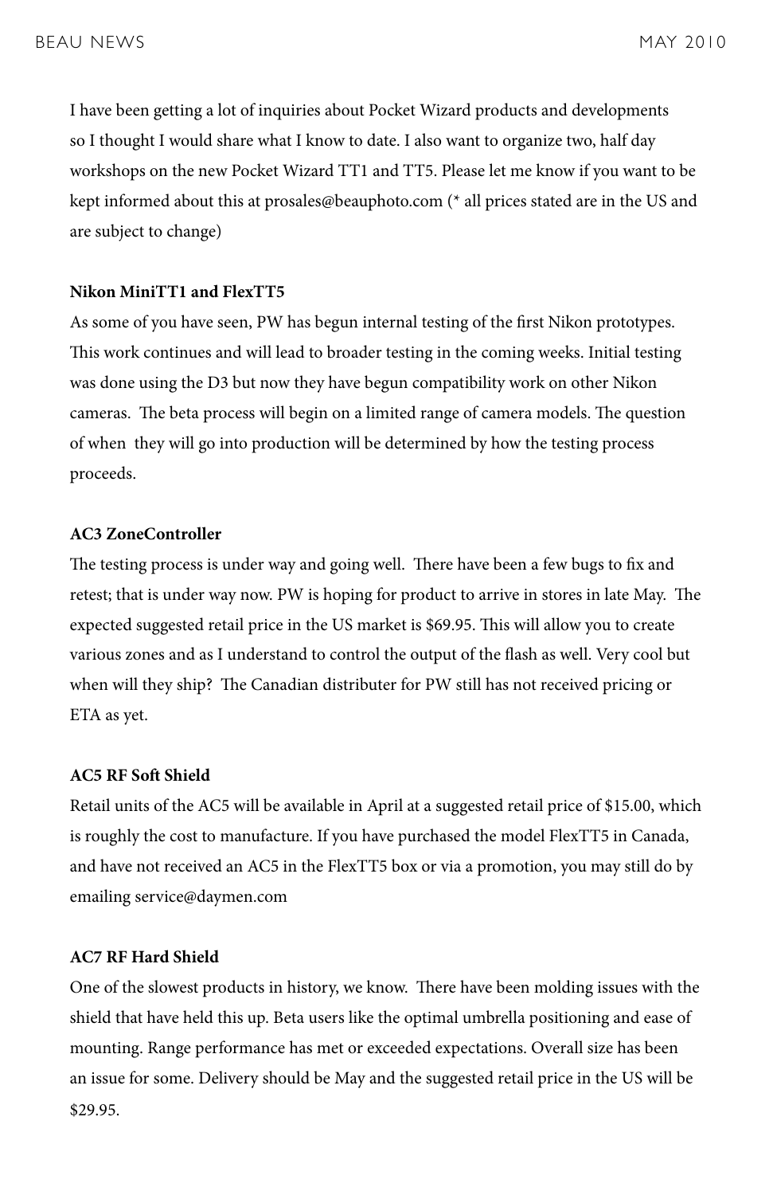I have been getting a lot of inquiries about Pocket Wizard products and developments so I thought I would share what I know to date. I also want to organize two, half day workshops on the new Pocket Wizard TT1 and TT5. Please let me know if you want to be kept informed about this at prosales@beauphoto.com (* all prices stated are in the US and are subject to change)

**Nikon MiniTT1 and FlexTT5**

As some of you have seen, PW has begun internal testing of the first Nikon prototypes. This work continues and will lead to broader testing in the coming weeks. Initial testing was done using the D3 but now they have begun compatibility work on other Nikon cameras. The beta process will begin on a limited range of camera models. The question of when they will go into production will be determined by how the testing process proceeds.

**AC3 ZoneController**

The testing process is under way and going well. There have been a few bugs to fix and retest; that is under way now. PW is hoping for product to arrive in stores in late May. The expected suggested retail price in the US market is $69.95. This will allow you to create various zones and as I understand to control the output of the flash as well. Very cool but when will they ship? The Canadian distributer for PW still has not received pricing or ETA as yet.

**AC5 RF Soft Shield**

Retail units of the AC5 will be available in April at a suggested retail price of $15.00, which is roughly the cost to manufacture. If you have purchased the model FlexTT5 in Canada, and have not received an AC5 in the FlexTT5 box or via a promotion, you may still do by emailing service@daymen.com

**AC7 RF Hard Shield**

One of the slowest products in history, we know. There have been molding issues with the shield that have held this up. Beta users like the optimal umbrella positioning and ease of mounting. Range performance has met or exceeded expectations. Overall size has been an issue for some. Delivery should be May and the suggested retail price in the US will be $29.95.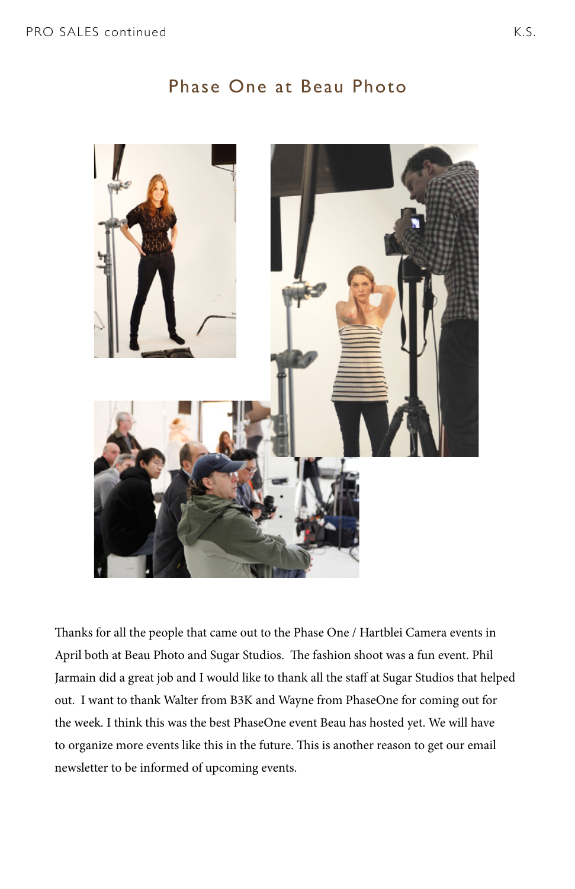# Phase One at Beau Photo

Thanks for all the people that came out to the Phase One / Hartblei Camera events in April both at Beau Photo and Sugar Studios. The fashion shoot was a fun event. Phil Jarmain did a great job and I would like to thank all the staff at Sugar Studios that helped out. I want to thank Walter from B3K and Wayne from PhaseOne for coming out for the week. I think this was the best PhaseOne event Beau has hosted yet. We will have to organize more events like this in the future. This is another reason to get our email newsletter to be informed of upcoming events.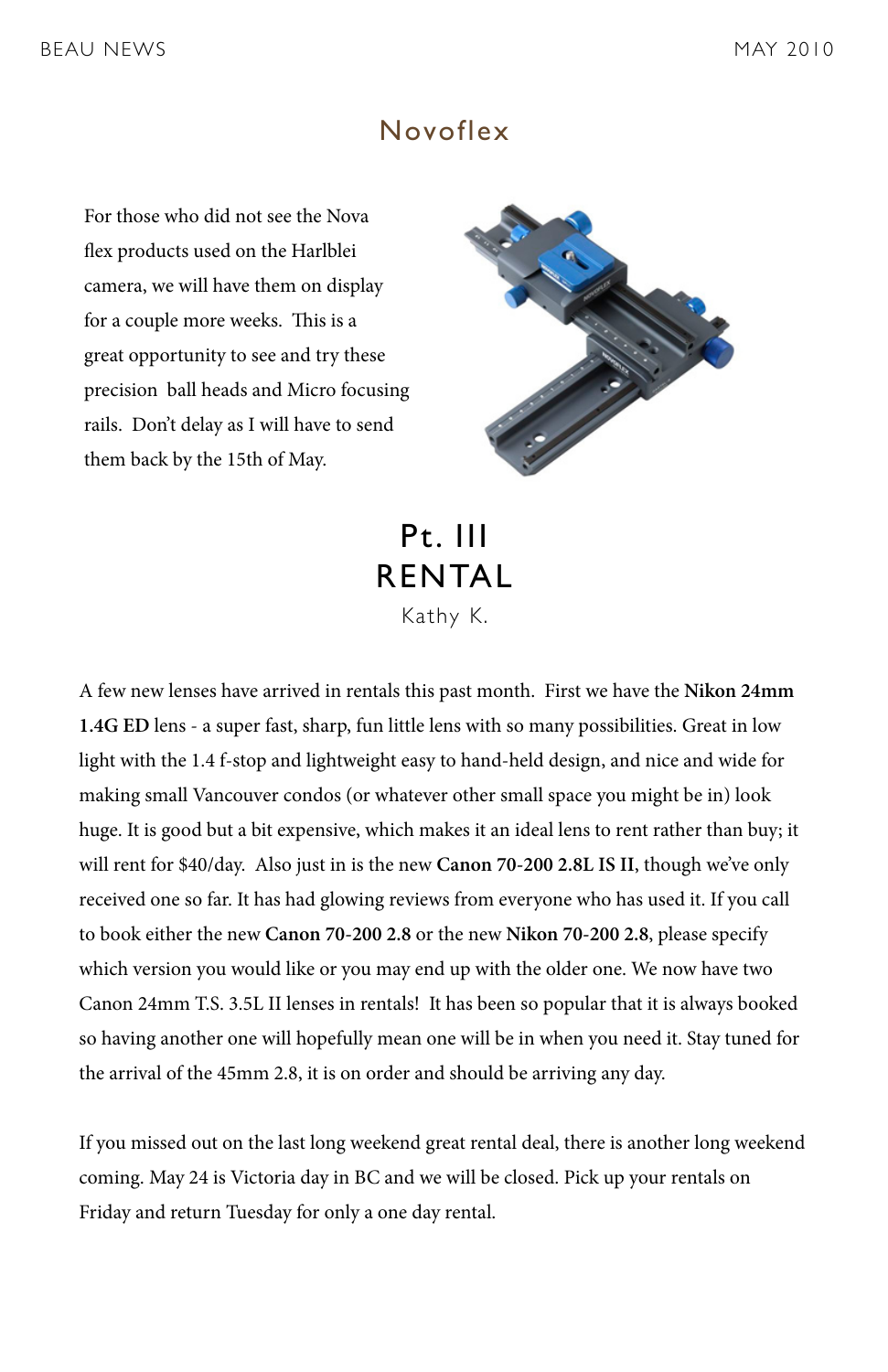## Novoflex

For those who did not see the Nova flex products used on the Harlblei camera, we will have them on display for a couple more weeks. This is a great opportunity to see and try these precision ball heads and Micro focusing rails. Don't delay as I will have to send them back by the 15th of May.

## Pt. III RENTAL

Kathy K.

A few new lenses have arrived in rentals this past month. First we have the **Nikon 24mm 1.4G ED** lens - a super fast, sharp, fun little lens with so many possibilities. Great in low light with the 1.4 f-stop and lightweight easy to hand-held design, and nice and wide for making small Vancouver condos (or whatever other small space you might be in) look huge. It is good but a bit expensive, which makes it an ideal lens to rent rather than buy; it will rent for $40/day. Also just in is the new **Canon 70-200 2.8L IS II**, though we've only received one so far. It has had glowing reviews from everyone who has used it. If you call to book either the new **Canon 70-200 2.8** or the new **Nikon 70-200 2.8**, please specify which version you would like or you may end up with the older one. We now have two Canon 24mm T.S. 3.5L II lenses in rentals! It has been so popular that it is always booked so having another one will hopefully mean one will be in when you need it. Stay tuned for the arrival of the 45mm 2.8, it is on order and should be arriving any day.

If you missed out on the last long weekend great rental deal, there is another long weekend coming. May 24 is Victoria day in BC and we will be closed. Pick up your rentals on Friday and return Tuesday for only a one day rental.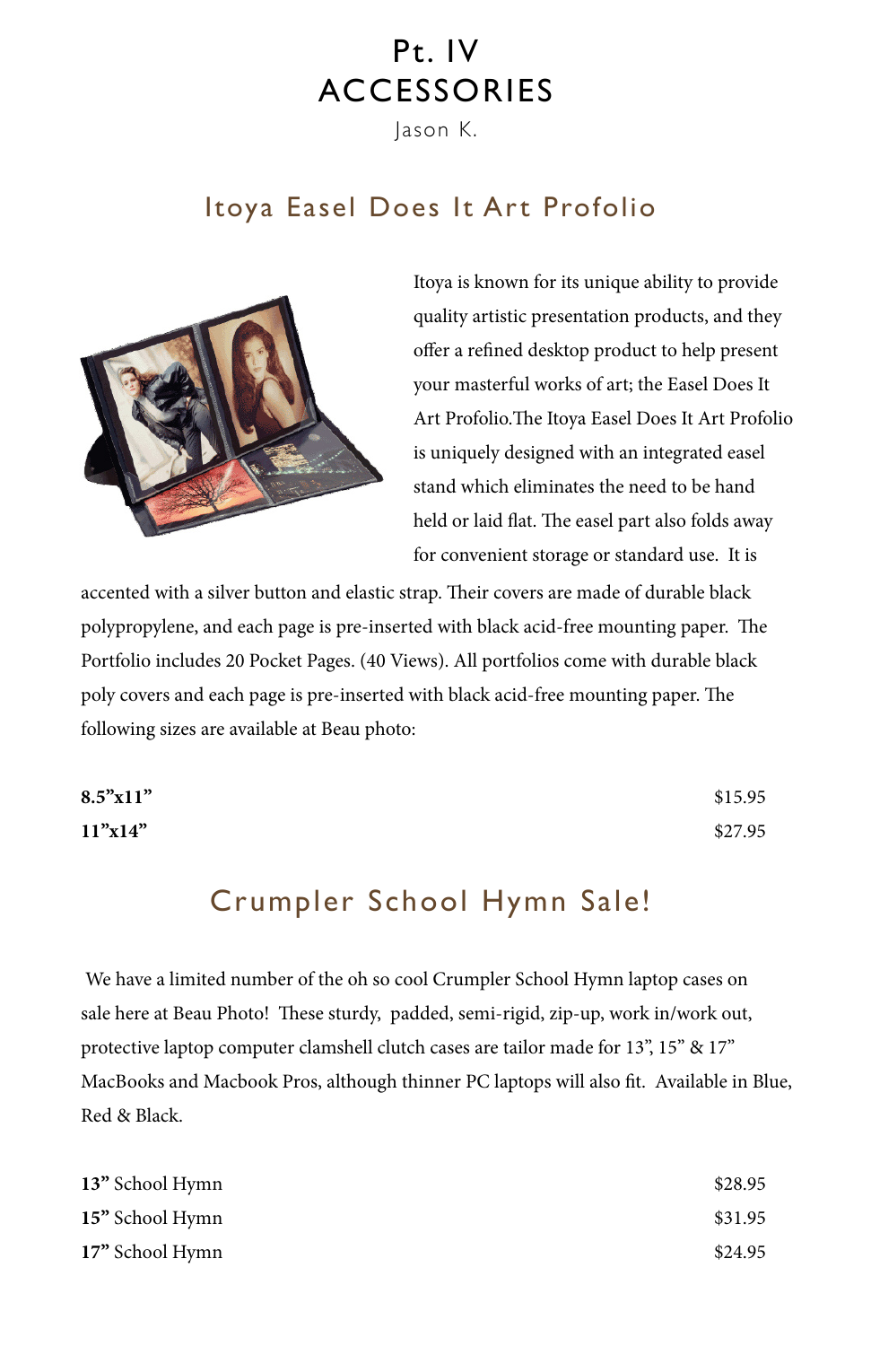# Pt. IV
# ACCESSORIES

Jason K.

## Itoya Easel Does It Art Profolio

Itoya is known for its unique ability to provide quality artistic presentation products, and they offer a refined desktop product to help present your masterful works of art; the Easel Does It Art Profolio.The Itoya Easel Does It Art Profolio is uniquely designed with an integrated easel stand which eliminates the need to be hand held or laid flat. The easel part also folds away for convenient storage or standard use. It is accented with a silver button and elastic strap. Their covers are made of durable black polypropylene, and each page is pre-inserted with black acid-free mounting paper. The Portfolio includes 20 Pocket Pages. (40 Views). All portfolios come with durable black poly covers and each page is pre-inserted with black acid-free mounting paper. The following sizes are available at Beau photo:

| | |
|---|---|
| **8.5"x11"** | $15.95 |
| **11"x14"** | $27.95 |

## Crumpler School Hymn Sale!

We have a limited number of the oh so cool Crumpler School Hymn laptop cases on sale here at Beau Photo! These sturdy, padded, semi-rigid, zip-up, work in/work out, protective laptop computer clamshell clutch cases are tailor made for 13", 15" & 17" MacBooks and Macbook Pros, although thinner PC laptops will also fit. Available in Blue, Red & Black.

| | |
|---|---|
| **13"** School Hymn | $28.95 |
| **15"** School Hymn | $31.95 |
| **17"** School Hymn | $24.95 |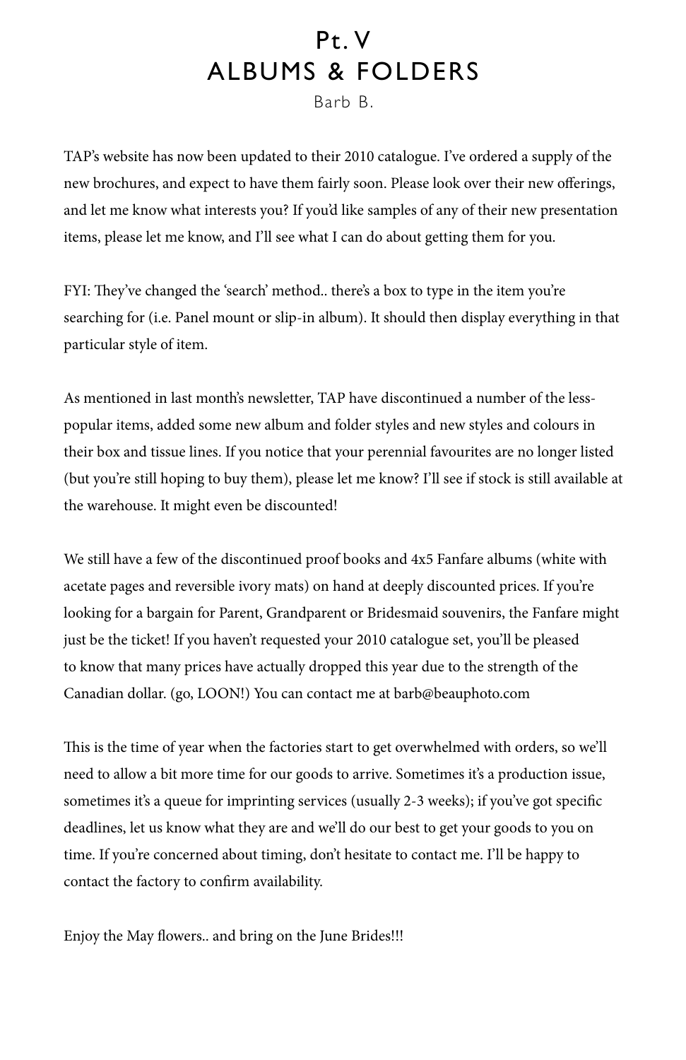# Pt. V
# ALBUMS & FOLDERS

Barb B.

TAP's website has now been updated to their 2010 catalogue. I've ordered a supply of the new brochures, and expect to have them fairly soon. Please look over their new offerings, and let me know what interests you? If you'd like samples of any of their new presentation items, please let me know, and I'll see what I can do about getting them for you.

FYI: They've changed the 'search' method.. there's a box to type in the item you're searching for (i.e. Panel mount or slip-in album). It should then display everything in that particular style of item.

As mentioned in last month's newsletter, TAP have discontinued a number of the less-popular items, added some new album and folder styles and new styles and colours in their box and tissue lines. If you notice that your perennial favourites are no longer listed (but you're still hoping to buy them), please let me know? I'll see if stock is still available at the warehouse. It might even be discounted!

We still have a few of the discontinued proof books and 4x5 Fanfare albums (white with acetate pages and reversible ivory mats) on hand at deeply discounted prices. If you're looking for a bargain for Parent, Grandparent or Bridesmaid souvenirs, the Fanfare might just be the ticket! If you haven't requested your 2010 catalogue set, you'll be pleased to know that many prices have actually dropped this year due to the strength of the Canadian dollar. (go, LOON!) You can contact me at barb@beauphoto.com

This is the time of year when the factories start to get overwhelmed with orders, so we'll need to allow a bit more time for our goods to arrive. Sometimes it's a production issue, sometimes it's a queue for imprinting services (usually 2-3 weeks); if you've got specific deadlines, let us know what they are and we'll do our best to get your goods to you on time. If you're concerned about timing, don't hesitate to contact me. I'll be happy to contact the factory to confirm availability.

Enjoy the May flowers.. and bring on the June Brides!!!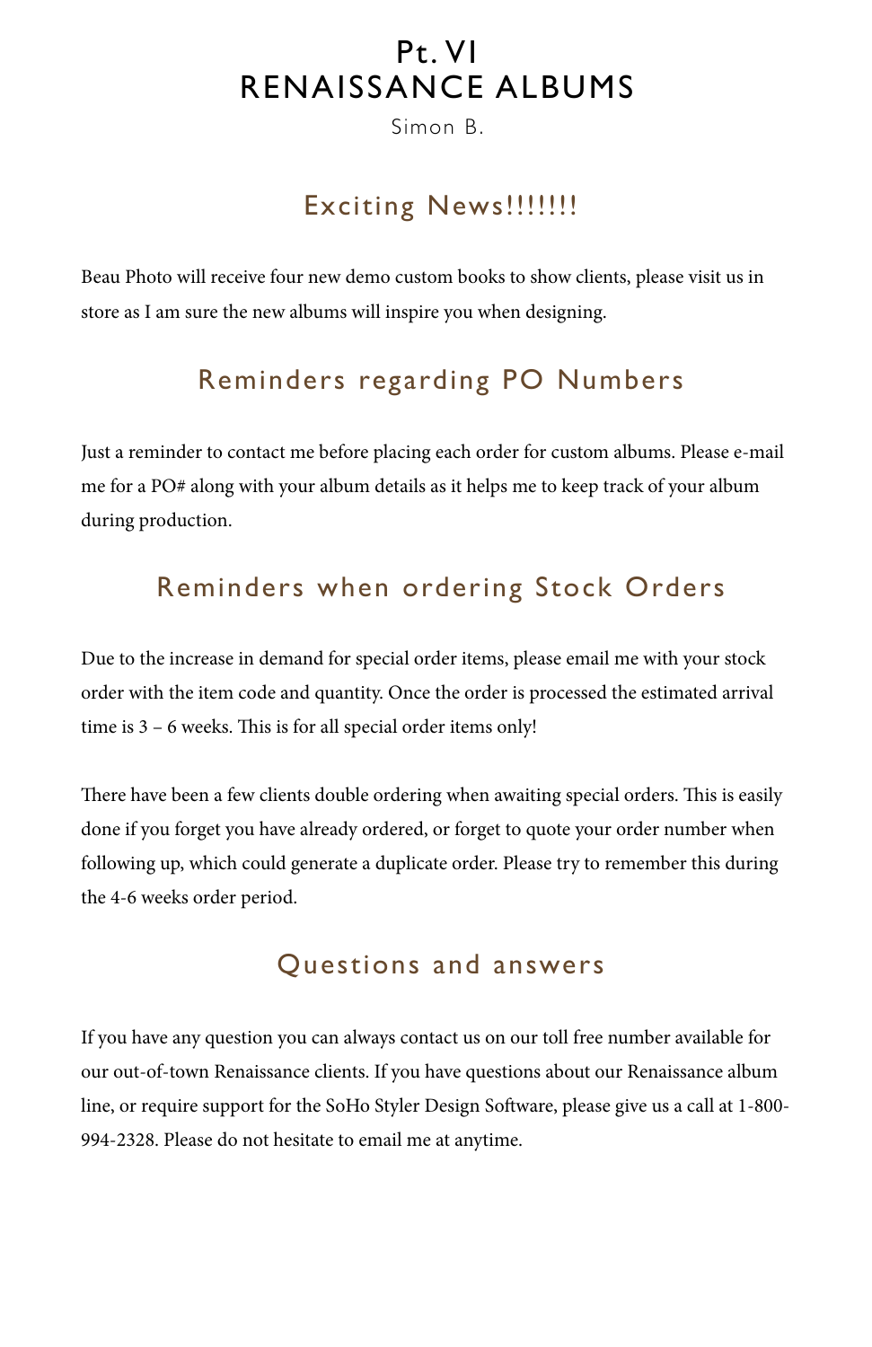# Pt. VI
# RENAISSANCE ALBUMS

Simon B.

## Exciting News!!!!!!!

Beau Photo will receive four new demo custom books to show clients, please visit us in store as I am sure the new albums will inspire you when designing.

## Reminders regarding PO Numbers

Just a reminder to contact me before placing each order for custom albums. Please e-mail me for a PO# along with your album details as it helps me to keep track of your album during production.

## Reminders when ordering Stock Orders

Due to the increase in demand for special order items, please email me with your stock order with the item code and quantity. Once the order is processed the estimated arrival time is 3 – 6 weeks. This is for all special order items only!

There have been a few clients double ordering when awaiting special orders. This is easily done if you forget you have already ordered, or forget to quote your order number when following up, which could generate a duplicate order. Please try to remember this during the 4-6 weeks order period.

## Questions and answers

If you have any question you can always contact us on our toll free number available for our out-of-town Renaissance clients. If you have questions about our Renaissance album line, or require support for the SoHo Styler Design Software, please give us a call at 1-800-994-2328. Please do not hesitate to email me at anytime.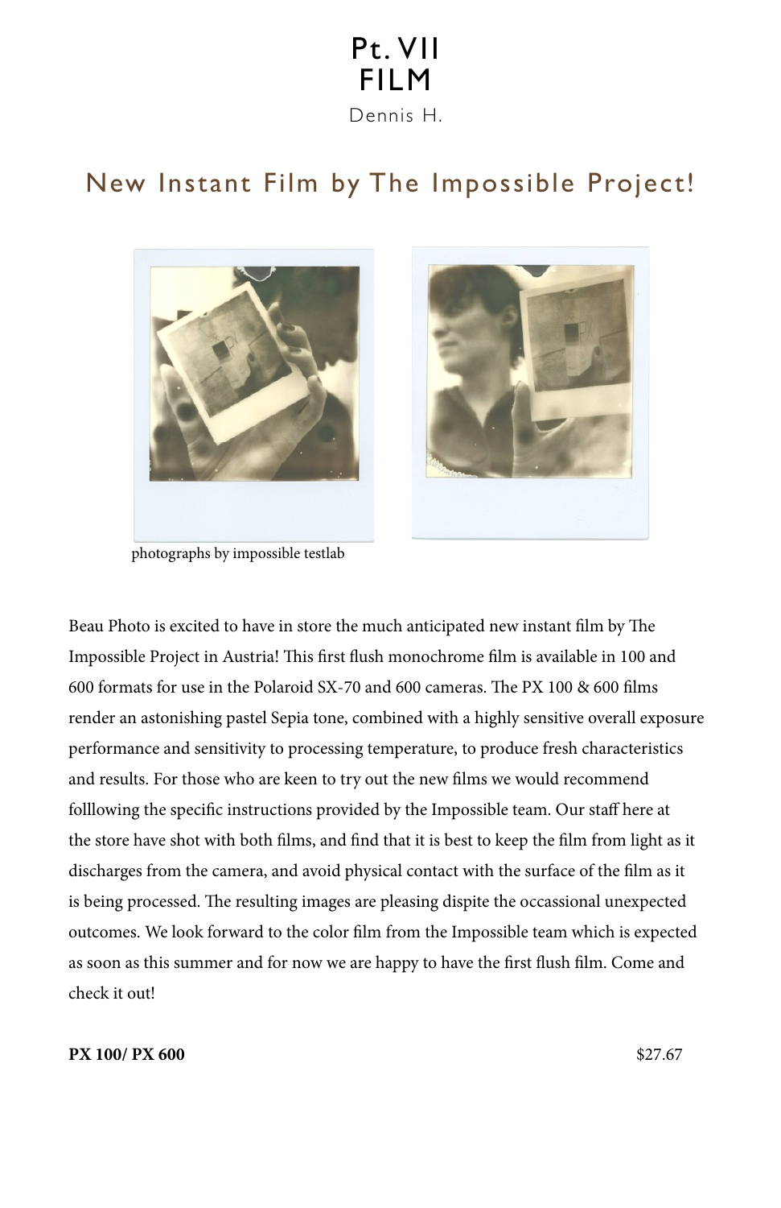# Pt. VII FILM

Dennis H.

## New Instant Film by The Impossible Project!

photographs by impossible testlab

Beau Photo is excited to have in store the much anticipated new instant film by The Impossible Project in Austria! This first flush monochrome film is available in 100 and 600 formats for use in the Polaroid SX-70 and 600 cameras. The PX 100 & 600 films render an astonishing pastel Sepia tone, combined with a highly sensitive overall exposure performance and sensitivity to processing temperature, to produce fresh characteristics and results. For those who are keen to try out the new films we would recommend folllowing the specific instructions provided by the Impossible team. Our staff here at the store have shot with both films, and find that it is best to keep the film from light as it discharges from the camera, and avoid physical contact with the surface of the film as it is being processed. The resulting images are pleasing dispite the occassional unexpected outcomes. We look forward to the color film from the Impossible team which is expected as soon as this summer and for now we are happy to have the first flush film. Come and check it out!

**PX 100/ PX 600** $27.67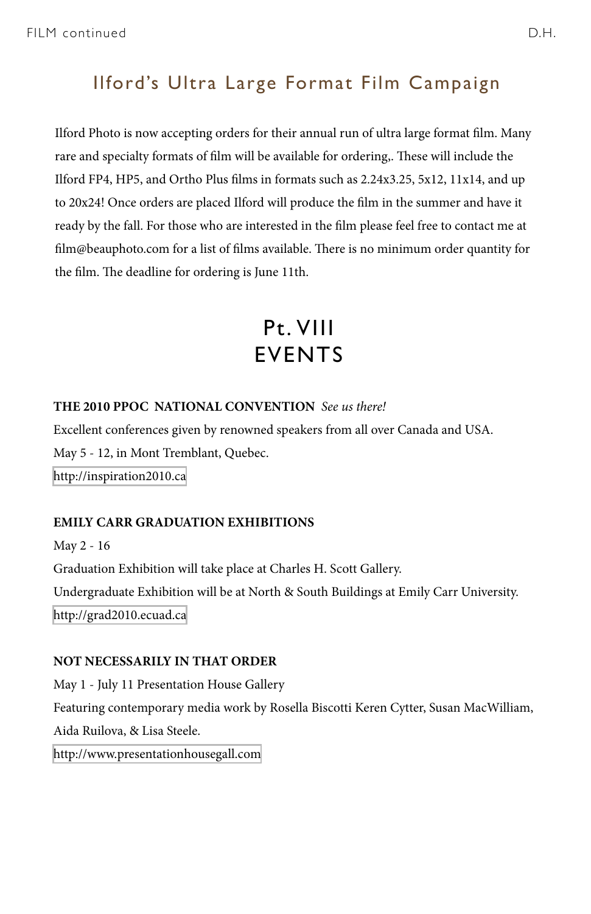## Ilford's Ultra Large Format Film Campaign

Ilford Photo is now accepting orders for their annual run of ultra large format film. Many rare and specialty formats of film will be available for ordering,. These will include the Ilford FP4, HP5, and Ortho Plus films in formats such as 2.24x3.25, 5x12, 11x14, and up to 20x24! Once orders are placed Ilford will produce the film in the summer and have it ready by the fall. For those who are interested in the film please feel free to contact me at film@beauphoto.com for a list of films available. There is no minimum order quantity for the film. The deadline for ordering is June 11th.

# Pt. VIII
# EVENTS

**THE 2010 PPOC NATIONAL CONVENTION** *See us there!*

Excellent conferences given by renowned speakers from all over Canada and USA.

May 5 - 12, in Mont Tremblant, Quebec.

http://inspiration2010.ca

**EMILY CARR GRADUATION EXHIBITIONS**

May 2 - 16

Graduation Exhibition will take place at Charles H. Scott Gallery.

Undergraduate Exhibition will be at North & South Buildings at Emily Carr University.

http://grad2010.ecuad.ca

**NOT NECESSARILY IN THAT ORDER**

May 1 - July 11 Presentation House Gallery

Featuring contemporary media work by Rosella Biscotti Keren Cytter, Susan MacWilliam, Aida Ruilova, & Lisa Steele.

http://www.presentationhousegall.com